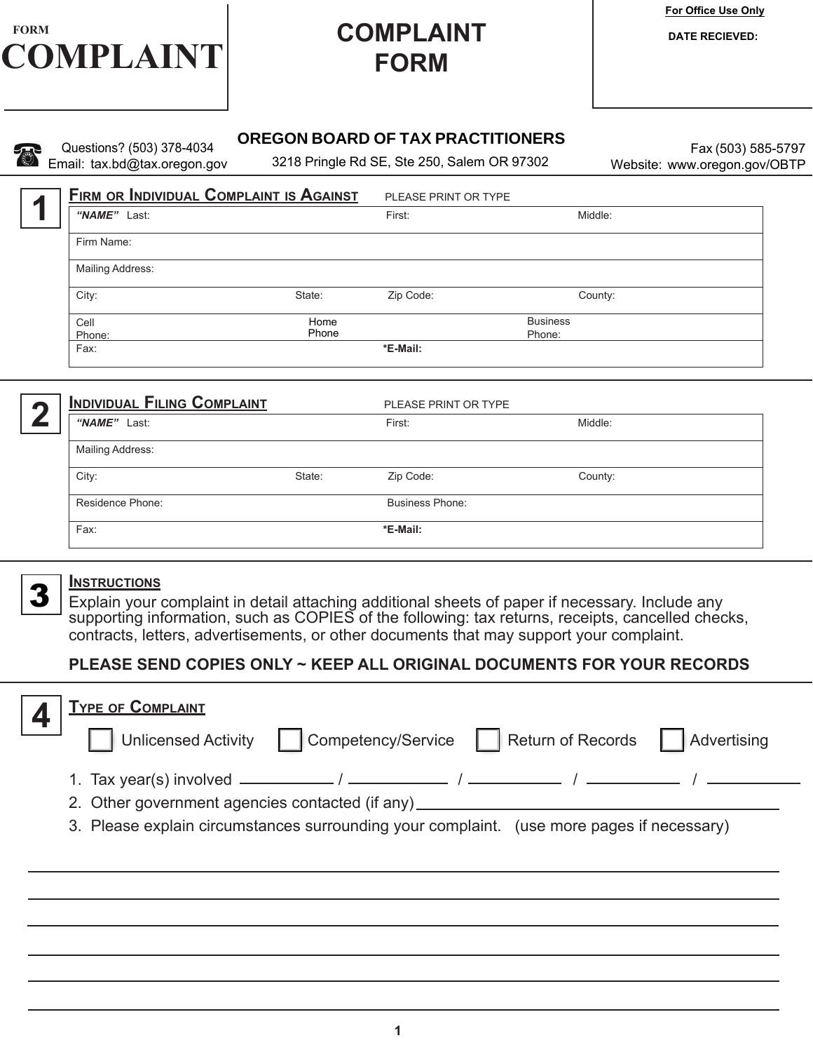FORM

# COMPLAINT

# COMPLAINT FORM

**For Office Use Only**

**DATE RECIEVED:**

## OREGON BOARD OF TAX PRACTITIONERS

Questions? (503) 378-4034
Email: tax.bd@tax.oregon.gov

3218 Pringle Rd SE, Ste 250, Salem OR 97302

Fax (503) 585-5797
Website: www.oregon.gov/OBTP

## 1 Firm or Individual Complaint is Against

PLEASE PRINT OR TYPE

| ***"NAME"*** Last: | | First: | Middle: |
|---|---|---|---|
| Firm Name: | | | |
| Mailing Address: | | | |
| City: | State: | Zip Code: | County: |
| Cell Phone: | Home Phone | | Business Phone: |
| Fax: | | ***E-Mail:** | |

## 2 Individual Filing Complaint

PLEASE PRINT OR TYPE

| ***"NAME"*** Last: | | First: | Middle: |
|---|---|---|---|
| Mailing Address: | | | |
| City: | State: | Zip Code: | County: |
| Residence Phone: | | Business Phone: | |
| Fax: | | ***E-Mail:** | |

## 3 Instructions

Explain your complaint in detail attaching additional sheets of paper if necessary. Include any supporting information, such as COPIES of the following: tax returns, receipts, cancelled checks, contracts, letters, advertisements, or other documents that may support your complaint.

**PLEASE SEND COPIES ONLY ~ KEEP ALL ORIGINAL DOCUMENTS FOR YOUR RECORDS**

## 4 Type of Complaint

☐ Unlicensed Activity ☐ Competency/Service ☐ Return of Records ☐ Advertising

1. Tax year(s) involved ________ / ________ / ________ / ________ / ________
2. Other government agencies contacted (if any) ________________________
3. Please explain circumstances surrounding your complaint. (use more pages if necessary)

______________________________________________________________

______________________________________________________________

______________________________________________________________

______________________________________________________________

______________________________________________________________

______________________________________________________________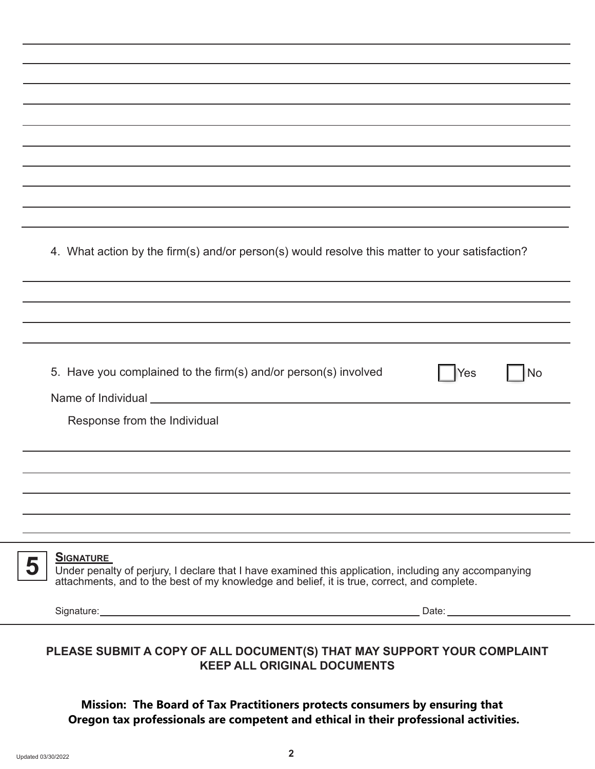4. What action by the firm(s) and/or person(s) would resolve this matter to your satisfaction?

5. Have you complained to the firm(s) and/or person(s) involved ☐ Yes ☐ No

Name of Individual

Response from the Individual

## 5 SIGNATURE

Under penalty of perjury, I declare that I have examined this application, including any accompanying attachments, and to the best of my knowledge and belief, it is true, correct, and complete.

Signature: _______________ Date: _______________

**PLEASE SUBMIT A COPY OF ALL DOCUMENT(S) THAT MAY SUPPORT YOUR COMPLAINT**
**KEEP ALL ORIGINAL DOCUMENTS**

**Mission: The Board of Tax Practitioners protects consumers by ensuring that Oregon tax professionals are competent and ethical in their professional activities.**

Updated 03/30/2022